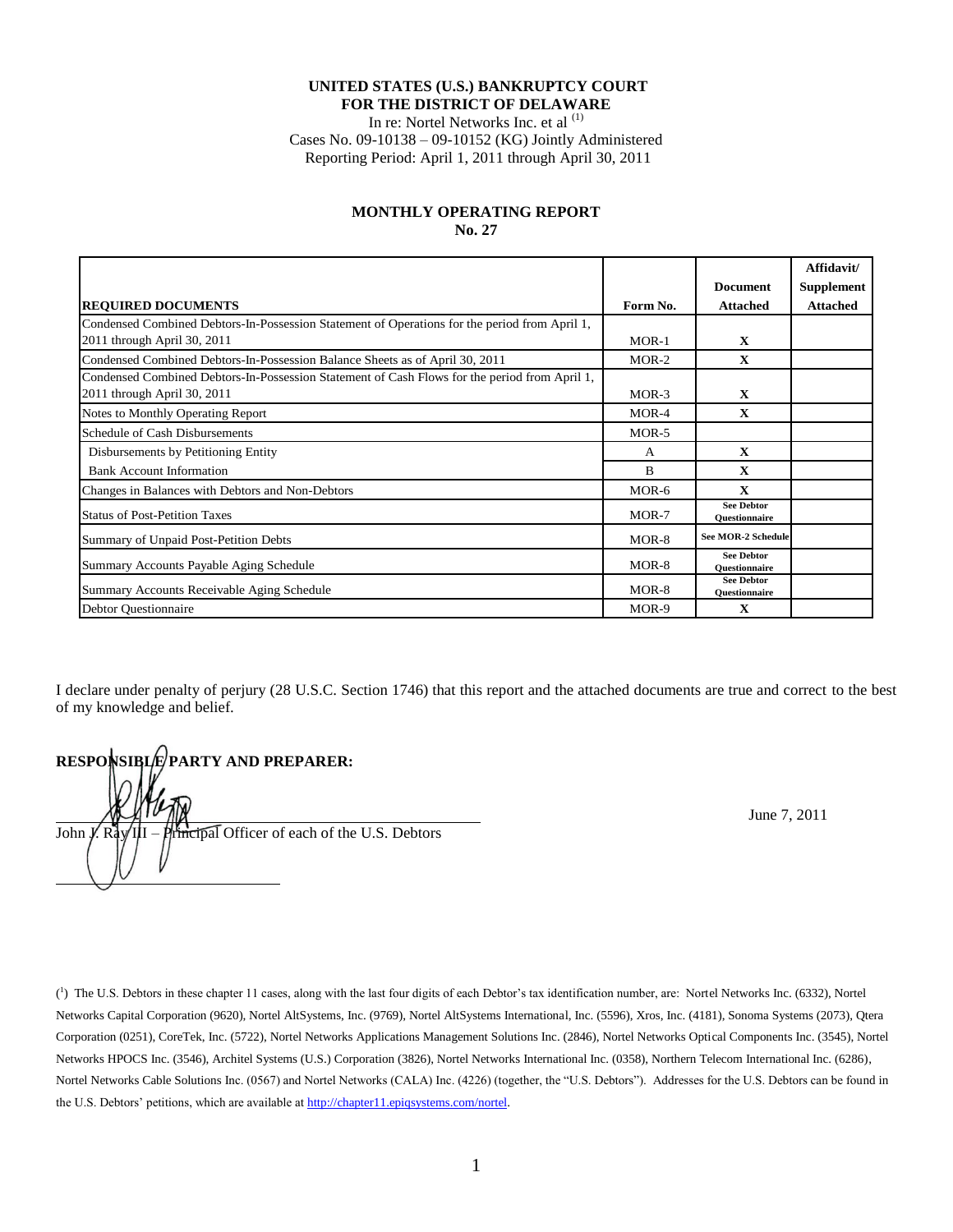**UNITED STATES (U.S.) BANKRUPTCY COURT**
**FOR THE DISTRICT OF DELAWARE**

In re: Nortel Networks Inc. et al [1]

Cases No. 09-10138 – 09-10152 (KG) Jointly Administered

Reporting Period: April 1, 2011 through April 30, 2011

# MONTHLY OPERATING REPORT
## No. 27

| REQUIRED DOCUMENTS | Form No. | Document Attached | Affidavit/ Supplement Attached |
|---|---|---|---|
| Condensed Combined Debtors-In-Possession Statement of Operations for the period from April 1, 2011 through April 30, 2011 | MOR-1 | X | |
| Condensed Combined Debtors-In-Possession Balance Sheets as of April 30, 2011 | MOR-2 | X | |
| Condensed Combined Debtors-In-Possession Statement of Cash Flows for the period from April 1, 2011 through April 30, 2011 | MOR-3 | X | |
| Notes to Monthly Operating Report | MOR-4 | X | |
| Schedule of Cash Disbursements | MOR-5 | | |
| Disbursements by Petitioning Entity | A | X | |
| Bank Account Information | B | X | |
| Changes in Balances with Debtors and Non-Debtors | MOR-6 | X | |
| Status of Post-Petition Taxes | MOR-7 | See Debtor Questionnaire | |
| Summary of Unpaid Post-Petition Debts | MOR-8 | See MOR-2 Schedule | |
| Summary Accounts Payable Aging Schedule | MOR-8 | See Debtor Questionnaire | |
| Summary Accounts Receivable Aging Schedule | MOR-8 | See Debtor Questionnaire | |
| Debtor Questionnaire | MOR-9 | X | |

I declare under penalty of perjury (28 U.S.C. Section 1746) that this report and the attached documents are true and correct to the best of my knowledge and belief.

**RESPONSIBLE PARTY AND PREPARER:**

John J. Ray III – Principal Officer of each of the U.S. Debtors

June 7, 2011

([1]) The U.S. Debtors in these chapter 11 cases, along with the last four digits of each Debtor's tax identification number, are: Nortel Networks Inc. (6332), Nortel Networks Capital Corporation (9620), Nortel AltSystems, Inc. (9769), Nortel AltSystems International, Inc. (5596), Xros, Inc. (4181), Sonoma Systems (2073), Qtera Corporation (0251), CoreTek, Inc. (5722), Nortel Networks Applications Management Solutions Inc. (2846), Nortel Networks Optical Components Inc. (3545), Nortel Networks HPOCS Inc. (3546), Architel Systems (U.S.) Corporation (3826), Nortel Networks International Inc. (0358), Northern Telecom International Inc. (6286), Nortel Networks Cable Solutions Inc. (0567) and Nortel Networks (CALA) Inc. (4226) (together, the "U.S. Debtors"). Addresses for the U.S. Debtors can be found in the U.S. Debtors' petitions, which are available at http://chapter11.epiqsystems.com/nortel.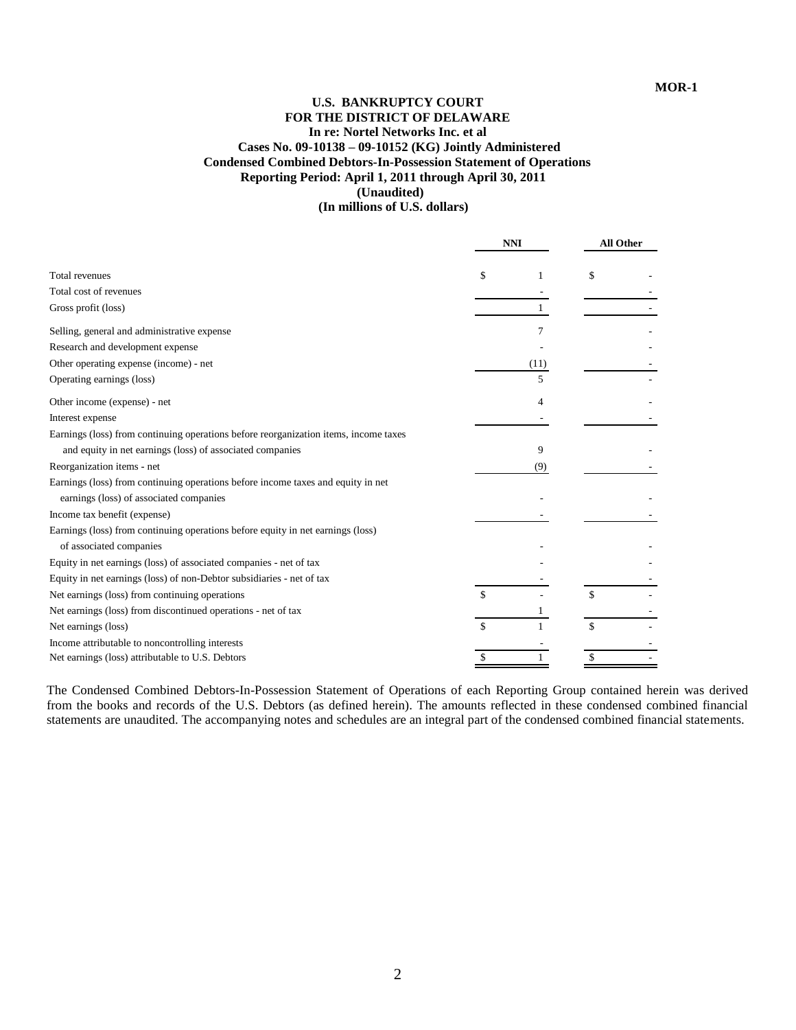MOR-1

**U.S. BANKRUPTCY COURT**
**FOR THE DISTRICT OF DELAWARE**
**In re: Nortel Networks Inc. et al**
**Cases No. 09-10138 – 09-10152 (KG) Jointly Administered**
**Condensed Combined Debtors-In-Possession Statement of Operations**
**Reporting Period: April 1, 2011 through April 30, 2011**
**(Unaudited)**
**(In millions of U.S. dollars)**

| | NNI | All Other |
|---|---|---|
| Total revenues | $ 1 | $ - |
| Total cost of revenues | - | - |
| Gross profit (loss) | 1 | - |
| Selling, general and administrative expense | 7 | - |
| Research and development expense | - | - |
| Other operating expense (income) - net | (11) | - |
| Operating earnings (loss) | 5 | - |
| Other income (expense) - net | 4 | - |
| Interest expense | - | - |
| Earnings (loss) from continuing operations before reorganization items, income taxes and equity in net earnings (loss) of associated companies | 9 | - |
| Reorganization items - net | (9) | - |
| Earnings (loss) from continuing operations before income taxes and equity in net earnings (loss) of associated companies | - | - |
| Income tax benefit (expense) | - | - |
| Earnings (loss) from continuing operations before equity in net earnings (loss) of associated companies | - | - |
| Equity in net earnings (loss) of associated companies - net of tax | - | - |
| Equity in net earnings (loss) of non-Debtor subsidiaries - net of tax | - | - |
| Net earnings (loss) from continuing operations | $ - | $ - |
| Net earnings (loss) from discontinued operations - net of tax | 1 | - |
| Net earnings (loss) | $ 1 | $ - |
| Income attributable to noncontrolling interests | - | - |
| Net earnings (loss) attributable to U.S. Debtors | $ 1 | $ - |

The Condensed Combined Debtors-In-Possession Statement of Operations of each Reporting Group contained herein was derived from the books and records of the U.S. Debtors (as defined herein). The amounts reflected in these condensed combined financial statements are unaudited. The accompanying notes and schedules are an integral part of the condensed combined financial statements.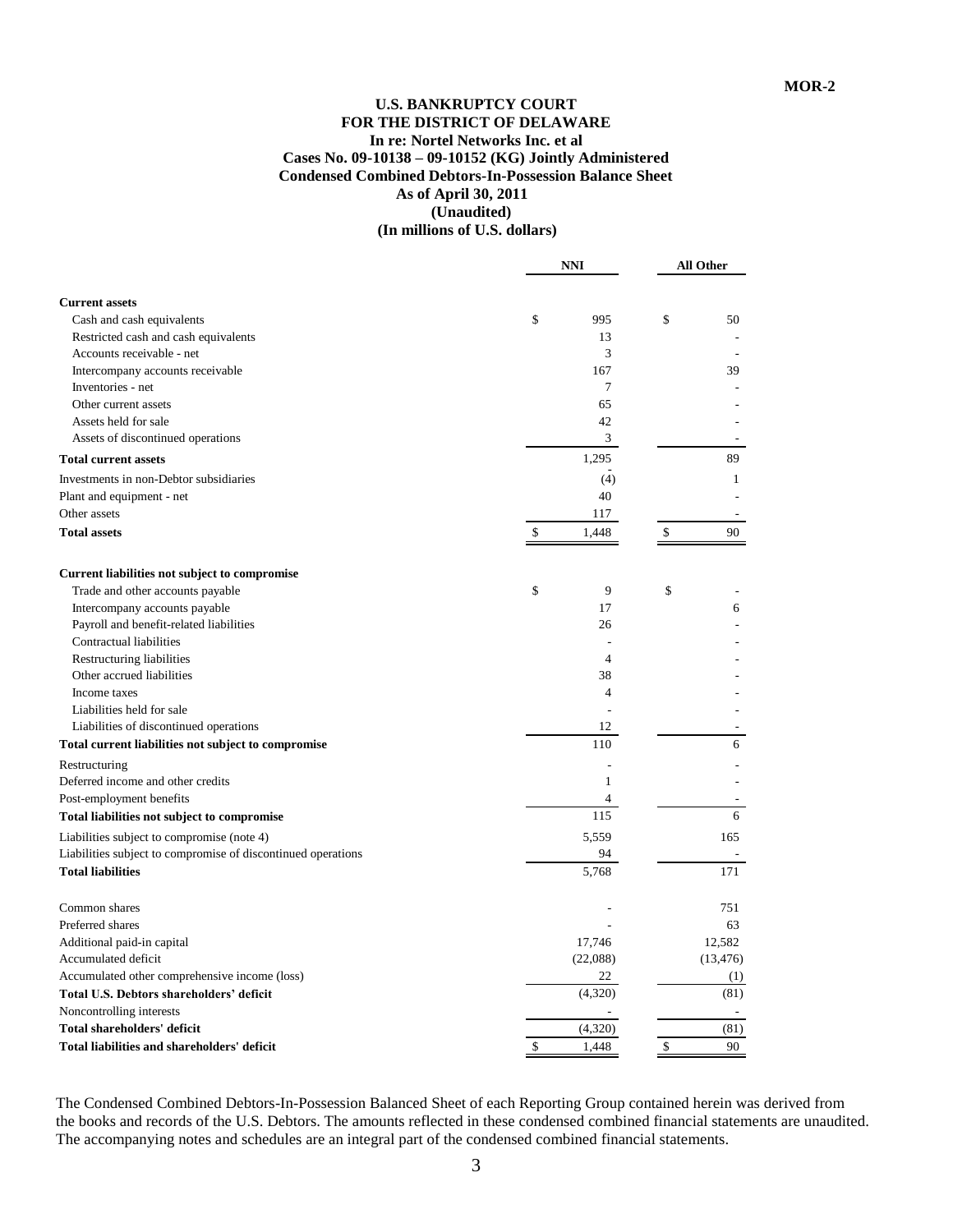MOR-2

**U.S. BANKRUPTCY COURT**
**FOR THE DISTRICT OF DELAWARE**
**In re: Nortel Networks Inc. et al**
**Cases No. 09-10138 – 09-10152 (KG) Jointly Administered**
**Condensed Combined Debtors-In-Possession Balance Sheet**
**As of April 30, 2011**
**(Unaudited)**
**(In millions of U.S. dollars)**

| | NNI | All Other |
|---|---|---|
| **Current assets** | | |
| Cash and cash equivalents | $ 995 | $ 50 |
| Restricted cash and cash equivalents | 13 | - |
| Accounts receivable - net | 3 | - |
| Intercompany accounts receivable | 167 | 39 |
| Inventories - net | 7 | - |
| Other current assets | 65 | - |
| Assets held for sale | 42 | - |
| Assets of discontinued operations | 3 | - |
| **Total current assets** | 1,295 | 89 |
| Investments in non-Debtor subsidiaries | (4) | 1 |
| Plant and equipment - net | 40 | - |
| Other assets | 117 | - |
| **Total assets** | $ 1,448 | $ 90 |
| **Current liabilities not subject to compromise** | | |
| Trade and other accounts payable | $ 9 | $ - |
| Intercompany accounts payable | 17 | 6 |
| Payroll and benefit-related liabilities | 26 | - |
| Contractual liabilities | - | - |
| Restructuring liabilities | 4 | - |
| Other accrued liabilities | 38 | - |
| Income taxes | 4 | - |
| Liabilities held for sale | - | - |
| Liabilities of discontinued operations | 12 | - |
| **Total current liabilities not subject to compromise** | 110 | 6 |
| Restructuring | - | - |
| Deferred income and other credits | 1 | - |
| Post-employment benefits | 4 | - |
| **Total liabilities not subject to compromise** | 115 | 6 |
| Liabilities subject to compromise (note 4) | 5,559 | 165 |
| Liabilities subject to compromise of discontinued operations | 94 | - |
| **Total liabilities** | 5,768 | 171 |
| Common shares | - | 751 |
| Preferred shares | - | 63 |
| Additional paid-in capital | 17,746 | 12,582 |
| Accumulated deficit | (22,088) | (13,476) |
| Accumulated other comprehensive income (loss) | 22 | (1) |
| **Total U.S. Debtors shareholders' deficit** | (4,320) | (81) |
| Noncontrolling interests | - | - |
| **Total shareholders' deficit** | (4,320) | (81) |
| **Total liabilities and shareholders' deficit** | $ 1,448 | $ 90 |

The Condensed Combined Debtors-In-Possession Balanced Sheet of each Reporting Group contained herein was derived from the books and records of the U.S. Debtors. The amounts reflected in these condensed combined financial statements are unaudited. The accompanying notes and schedules are an integral part of the condensed combined financial statements.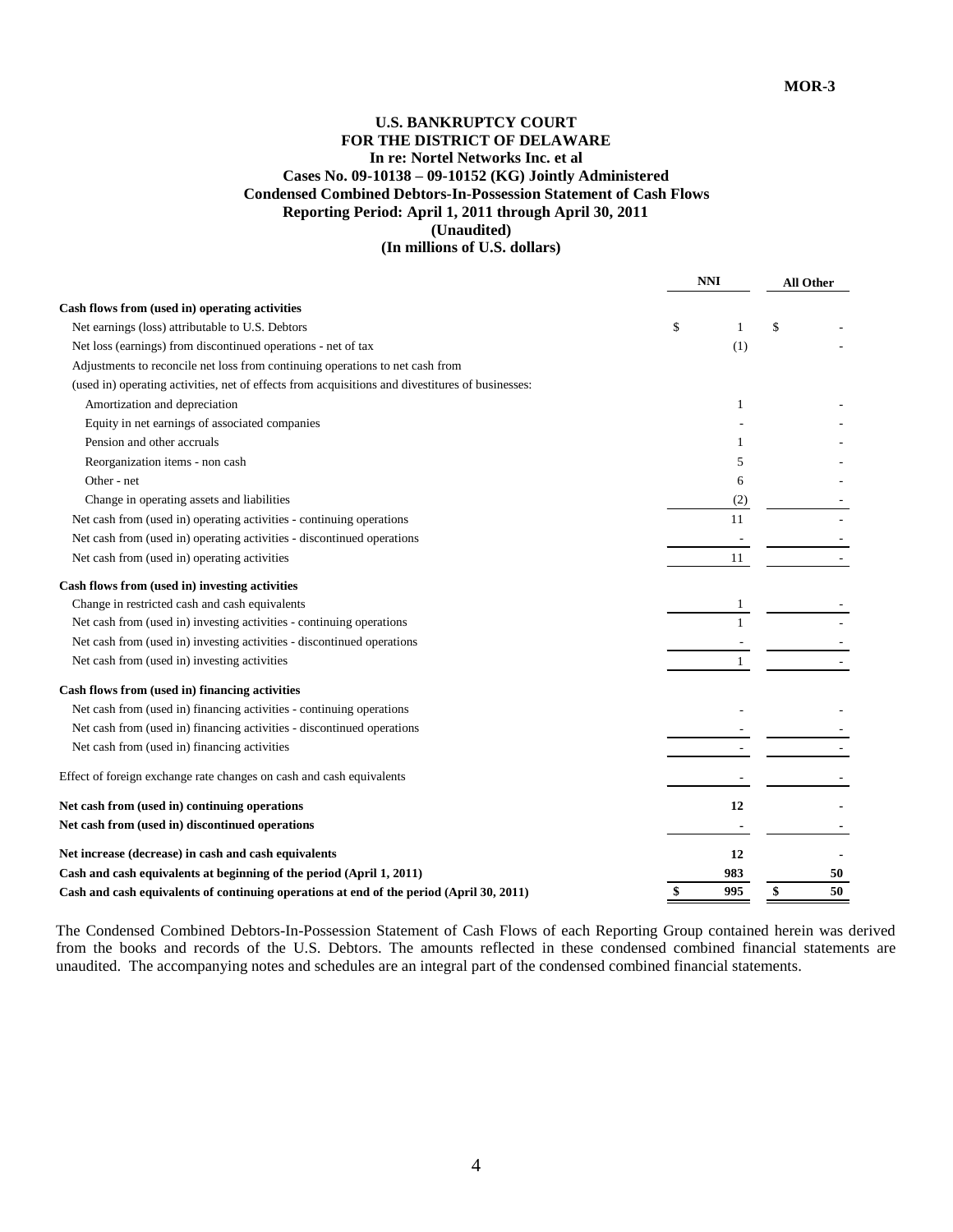MOR-3

# U.S. BANKRUPTCY COURT
## FOR THE DISTRICT OF DELAWARE
### In re: Nortel Networks Inc. et al
### Cases No. 09-10138 – 09-10152 (KG) Jointly Administered
### Condensed Combined Debtors-In-Possession Statement of Cash Flows
### Reporting Period: April 1, 2011 through April 30, 2011
### (Unaudited)
### (In millions of U.S. dollars)

| | NNI | All Other |
|---|---|---|
| **Cash flows from (used in) operating activities** | | |
| Net earnings (loss) attributable to U.S. Debtors | $ 1 | $ - |
| Net loss (earnings) from discontinued operations - net of tax | (1) | - |
| Adjustments to reconcile net loss from continuing operations to net cash from | | |
| (used in) operating activities, net of effects from acquisitions and divestitures of businesses: | | |
| Amortization and depreciation | 1 | - |
| Equity in net earnings of associated companies | - | - |
| Pension and other accruals | 1 | - |
| Reorganization items - non cash | 5 | - |
| Other - net | 6 | - |
| Change in operating assets and liabilities | (2) | - |
| Net cash from (used in) operating activities - continuing operations | 11 | - |
| Net cash from (used in) operating activities - discontinued operations | - | - |
| Net cash from (used in) operating activities | 11 | - |
| **Cash flows from (used in) investing activities** | | |
| Change in restricted cash and cash equivalents | 1 | - |
| Net cash from (used in) investing activities - continuing operations | 1 | - |
| Net cash from (used in) investing activities - discontinued operations | - | - |
| Net cash from (used in) investing activities | 1 | - |
| **Cash flows from (used in) financing activities** | | |
| Net cash from (used in) financing activities - continuing operations | - | - |
| Net cash from (used in) financing activities - discontinued operations | - | - |
| Net cash from (used in) financing activities | - | - |
| Effect of foreign exchange rate changes on cash and cash equivalents | - | - |
| **Net cash from (used in) continuing operations** | **12** | **-** |
| **Net cash from (used in) discontinued operations** | **-** | **-** |
| **Net increase (decrease) in cash and cash equivalents** | **12** | **-** |
| **Cash and cash equivalents at beginning of the period (April 1, 2011)** | **983** | **50** |
| **Cash and cash equivalents of continuing operations at end of the period (April 30, 2011)** | **$ 995** | **$ 50** |

The Condensed Combined Debtors-In-Possession Statement of Cash Flows of each Reporting Group contained herein was derived from the books and records of the U.S. Debtors. The amounts reflected in these condensed combined financial statements are unaudited. The accompanying notes and schedules are an integral part of the condensed combined financial statements.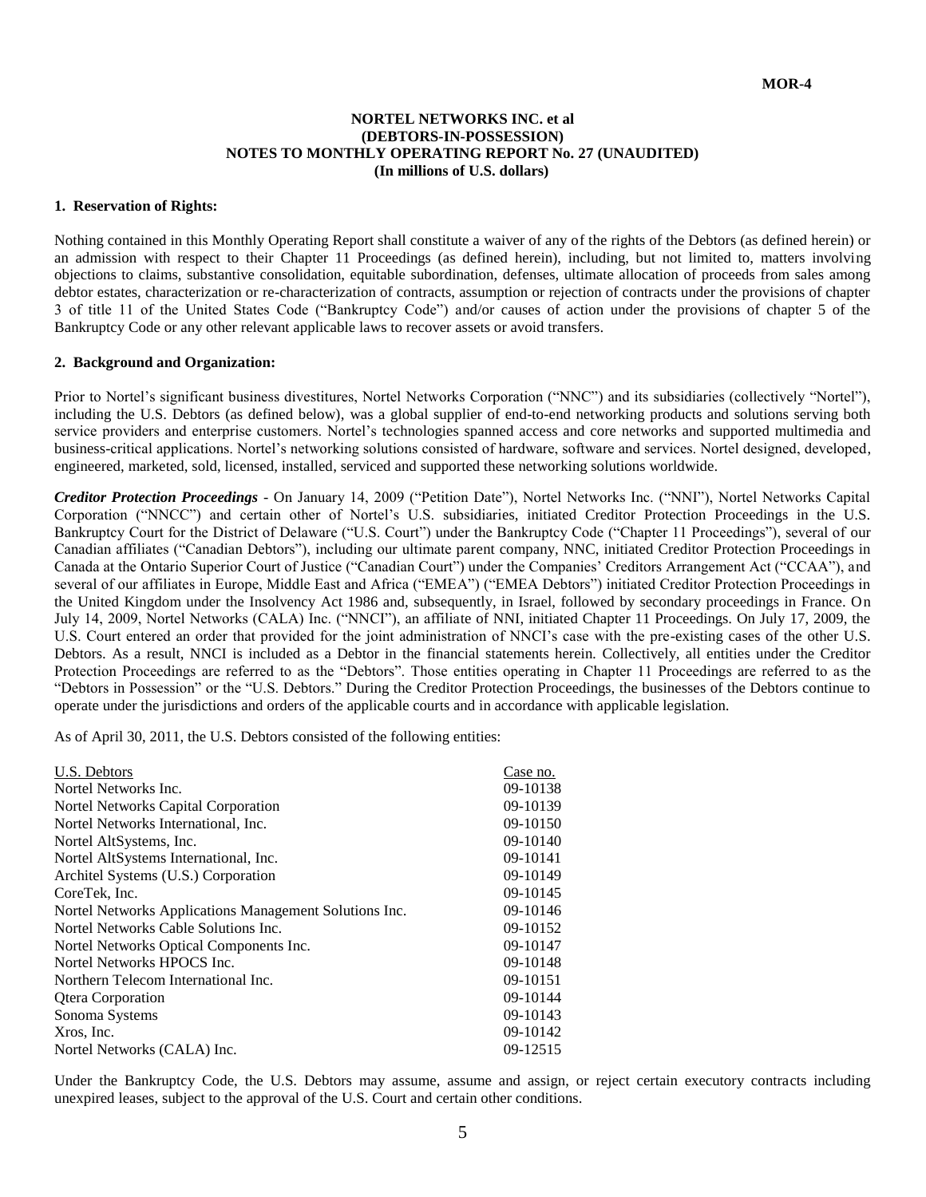MOR-4

**NORTEL NETWORKS INC. et al**
**(DEBTORS-IN-POSSESSION)**
**NOTES TO MONTHLY OPERATING REPORT No. 27 (UNAUDITED)**
**(In millions of U.S. dollars)**

**1. Reservation of Rights:**

Nothing contained in this Monthly Operating Report shall constitute a waiver of any of the rights of the Debtors (as defined herein) or an admission with respect to their Chapter 11 Proceedings (as defined herein), including, but not limited to, matters involving objections to claims, substantive consolidation, equitable subordination, defenses, ultimate allocation of proceeds from sales among debtor estates, characterization or re-characterization of contracts, assumption or rejection of contracts under the provisions of chapter 3 of title 11 of the United States Code ("Bankruptcy Code") and/or causes of action under the provisions of chapter 5 of the Bankruptcy Code or any other relevant applicable laws to recover assets or avoid transfers.

**2. Background and Organization:**

Prior to Nortel's significant business divestitures, Nortel Networks Corporation ("NNC") and its subsidiaries (collectively "Nortel"), including the U.S. Debtors (as defined below), was a global supplier of end-to-end networking products and solutions serving both service providers and enterprise customers. Nortel's technologies spanned access and core networks and supported multimedia and business-critical applications. Nortel's networking solutions consisted of hardware, software and services. Nortel designed, developed, engineered, marketed, sold, licensed, installed, serviced and supported these networking solutions worldwide.

***Creditor Protection Proceedings*** - On January 14, 2009 ("Petition Date"), Nortel Networks Inc. ("NNI"), Nortel Networks Capital Corporation ("NNCC") and certain other of Nortel's U.S. subsidiaries, initiated Creditor Protection Proceedings in the U.S. Bankruptcy Court for the District of Delaware ("U.S. Court") under the Bankruptcy Code ("Chapter 11 Proceedings"), several of our Canadian affiliates ("Canadian Debtors"), including our ultimate parent company, NNC, initiated Creditor Protection Proceedings in Canada at the Ontario Superior Court of Justice ("Canadian Court") under the Companies' Creditors Arrangement Act ("CCAA"), and several of our affiliates in Europe, Middle East and Africa ("EMEA") ("EMEA Debtors") initiated Creditor Protection Proceedings in the United Kingdom under the Insolvency Act 1986 and, subsequently, in Israel, followed by secondary proceedings in France. On July 14, 2009, Nortel Networks (CALA) Inc. ("NNCI"), an affiliate of NNI, initiated Chapter 11 Proceedings. On July 17, 2009, the U.S. Court entered an order that provided for the joint administration of NNCI's case with the pre-existing cases of the other U.S. Debtors. As a result, NNCI is included as a Debtor in the financial statements herein. Collectively, all entities under the Creditor Protection Proceedings are referred to as the "Debtors". Those entities operating in Chapter 11 Proceedings are referred to as the "Debtors in Possession" or the "U.S. Debtors." During the Creditor Protection Proceedings, the businesses of the Debtors continue to operate under the jurisdictions and orders of the applicable courts and in accordance with applicable legislation.

As of April 30, 2011, the U.S. Debtors consisted of the following entities:

| U.S. Debtors | Case no. |
|---|---|
| Nortel Networks Inc. | 09-10138 |
| Nortel Networks Capital Corporation | 09-10139 |
| Nortel Networks International, Inc. | 09-10150 |
| Nortel AltSystems, Inc. | 09-10140 |
| Nortel AltSystems International, Inc. | 09-10141 |
| Architel Systems (U.S.) Corporation | 09-10149 |
| CoreTek, Inc. | 09-10145 |
| Nortel Networks Applications Management Solutions Inc. | 09-10146 |
| Nortel Networks Cable Solutions Inc. | 09-10152 |
| Nortel Networks Optical Components Inc. | 09-10147 |
| Nortel Networks HPOCS Inc. | 09-10148 |
| Northern Telecom International Inc. | 09-10151 |
| Qtera Corporation | 09-10144 |
| Sonoma Systems | 09-10143 |
| Xros, Inc. | 09-10142 |
| Nortel Networks (CALA) Inc. | 09-12515 |

Under the Bankruptcy Code, the U.S. Debtors may assume, assume and assign, or reject certain executory contracts including unexpired leases, subject to the approval of the U.S. Court and certain other conditions.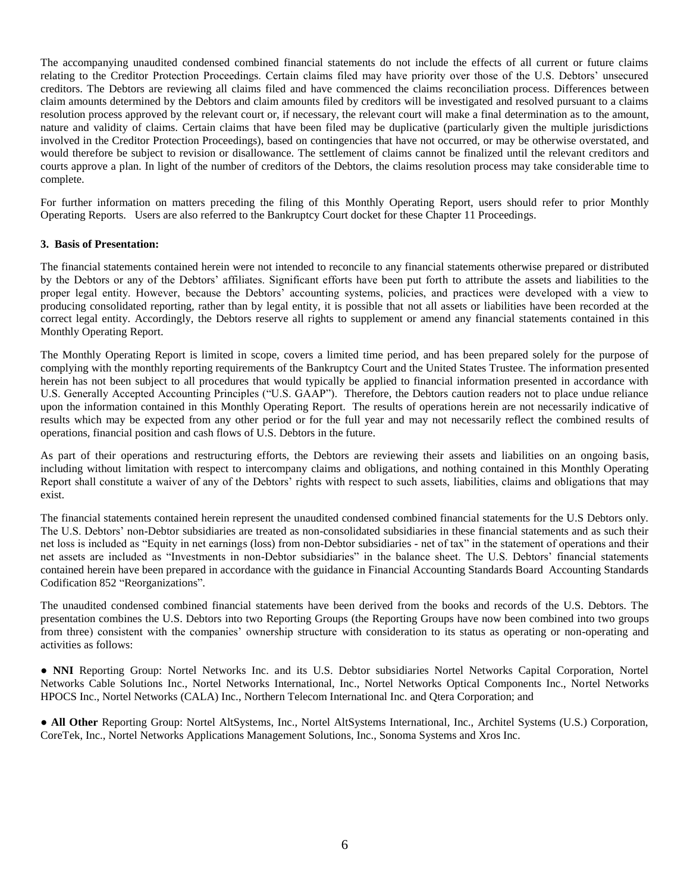The accompanying unaudited condensed combined financial statements do not include the effects of all current or future claims relating to the Creditor Protection Proceedings. Certain claims filed may have priority over those of the U.S. Debtors' unsecured creditors. The Debtors are reviewing all claims filed and have commenced the claims reconciliation process. Differences between claim amounts determined by the Debtors and claim amounts filed by creditors will be investigated and resolved pursuant to a claims resolution process approved by the relevant court or, if necessary, the relevant court will make a final determination as to the amount, nature and validity of claims. Certain claims that have been filed may be duplicative (particularly given the multiple jurisdictions involved in the Creditor Protection Proceedings), based on contingencies that have not occurred, or may be otherwise overstated, and would therefore be subject to revision or disallowance. The settlement of claims cannot be finalized until the relevant creditors and courts approve a plan. In light of the number of creditors of the Debtors, the claims resolution process may take considerable time to complete.

For further information on matters preceding the filing of this Monthly Operating Report, users should refer to prior Monthly Operating Reports. Users are also referred to the Bankruptcy Court docket for these Chapter 11 Proceedings.

**3. Basis of Presentation:**

The financial statements contained herein were not intended to reconcile to any financial statements otherwise prepared or distributed by the Debtors or any of the Debtors' affiliates. Significant efforts have been put forth to attribute the assets and liabilities to the proper legal entity. However, because the Debtors' accounting systems, policies, and practices were developed with a view to producing consolidated reporting, rather than by legal entity, it is possible that not all assets or liabilities have been recorded at the correct legal entity. Accordingly, the Debtors reserve all rights to supplement or amend any financial statements contained in this Monthly Operating Report.

The Monthly Operating Report is limited in scope, covers a limited time period, and has been prepared solely for the purpose of complying with the monthly reporting requirements of the Bankruptcy Court and the United States Trustee. The information presented herein has not been subject to all procedures that would typically be applied to financial information presented in accordance with U.S. Generally Accepted Accounting Principles ("U.S. GAAP"). Therefore, the Debtors caution readers not to place undue reliance upon the information contained in this Monthly Operating Report. The results of operations herein are not necessarily indicative of results which may be expected from any other period or for the full year and may not necessarily reflect the combined results of operations, financial position and cash flows of U.S. Debtors in the future.

As part of their operations and restructuring efforts, the Debtors are reviewing their assets and liabilities on an ongoing basis, including without limitation with respect to intercompany claims and obligations, and nothing contained in this Monthly Operating Report shall constitute a waiver of any of the Debtors' rights with respect to such assets, liabilities, claims and obligations that may exist.

The financial statements contained herein represent the unaudited condensed combined financial statements for the U.S Debtors only. The U.S. Debtors' non-Debtor subsidiaries are treated as non-consolidated subsidiaries in these financial statements and as such their net loss is included as "Equity in net earnings (loss) from non-Debtor subsidiaries - net of tax" in the statement of operations and their net assets are included as "Investments in non-Debtor subsidiaries" in the balance sheet. The U.S. Debtors' financial statements contained herein have been prepared in accordance with the guidance in Financial Accounting Standards Board Accounting Standards Codification 852 "Reorganizations".

The unaudited condensed combined financial statements have been derived from the books and records of the U.S. Debtors. The presentation combines the U.S. Debtors into two Reporting Groups (the Reporting Groups have now been combined into two groups from three) consistent with the companies' ownership structure with consideration to its status as operating or non-operating and activities as follows:

- **NNI** Reporting Group: Nortel Networks Inc. and its U.S. Debtor subsidiaries Nortel Networks Capital Corporation, Nortel Networks Cable Solutions Inc., Nortel Networks International, Inc., Nortel Networks Optical Components Inc., Nortel Networks HPOCS Inc., Nortel Networks (CALA) Inc., Northern Telecom International Inc. and Qtera Corporation; and

- **All Other** Reporting Group: Nortel AltSystems, Inc., Nortel AltSystems International, Inc., Architel Systems (U.S.) Corporation, CoreTek, Inc., Nortel Networks Applications Management Solutions, Inc., Sonoma Systems and Xros Inc.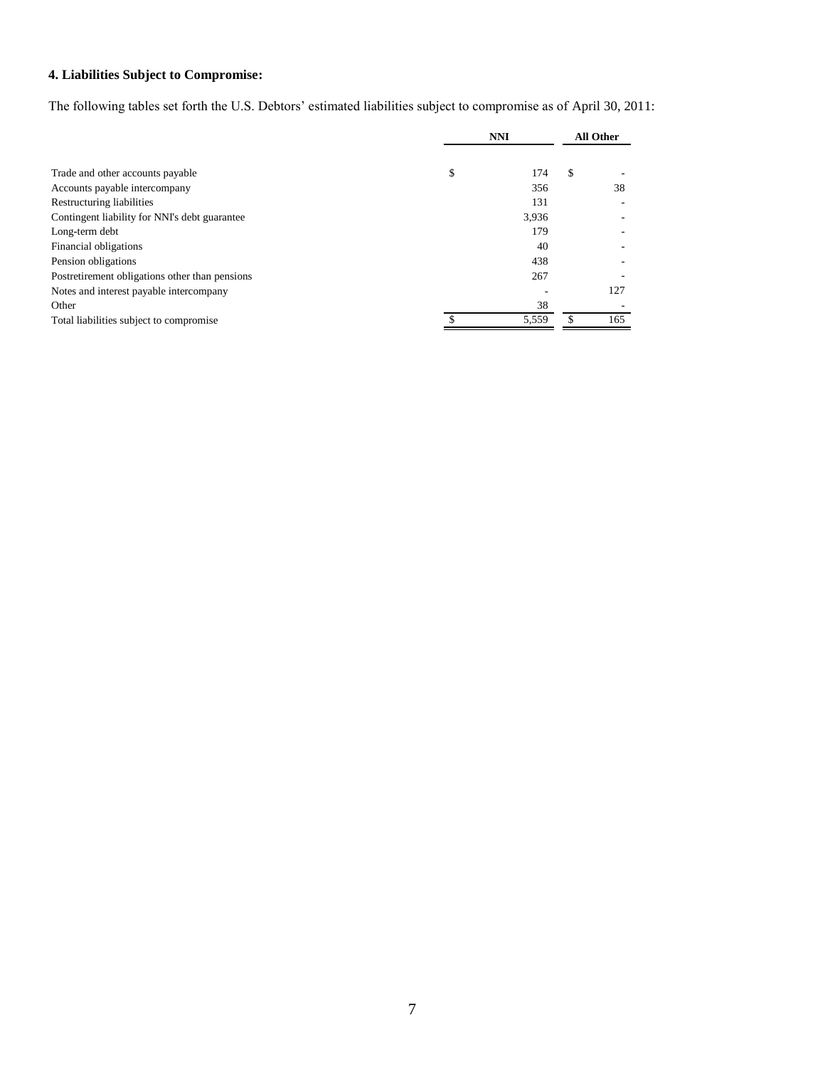### 4. Liabilities Subject to Compromise:

The following tables set forth the U.S. Debtors' estimated liabilities subject to compromise as of April 30, 2011:

| | NNI | All Other |
|---|---|---|
| Trade and other accounts payable | $ 174 | $ - |
| Accounts payable intercompany | 356 | 38 |
| Restructuring liabilities | 131 | - |
| Contingent liability for NNI's debt guarantee | 3,936 | - |
| Long-term debt | 179 | - |
| Financial obligations | 40 | - |
| Pension obligations | 438 | - |
| Postretirement obligations other than pensions | 267 | - |
| Notes and interest payable intercompany | - | 127 |
| Other | 38 | - |
| Total liabilities subject to compromise | $ 5,559 | $ 165 |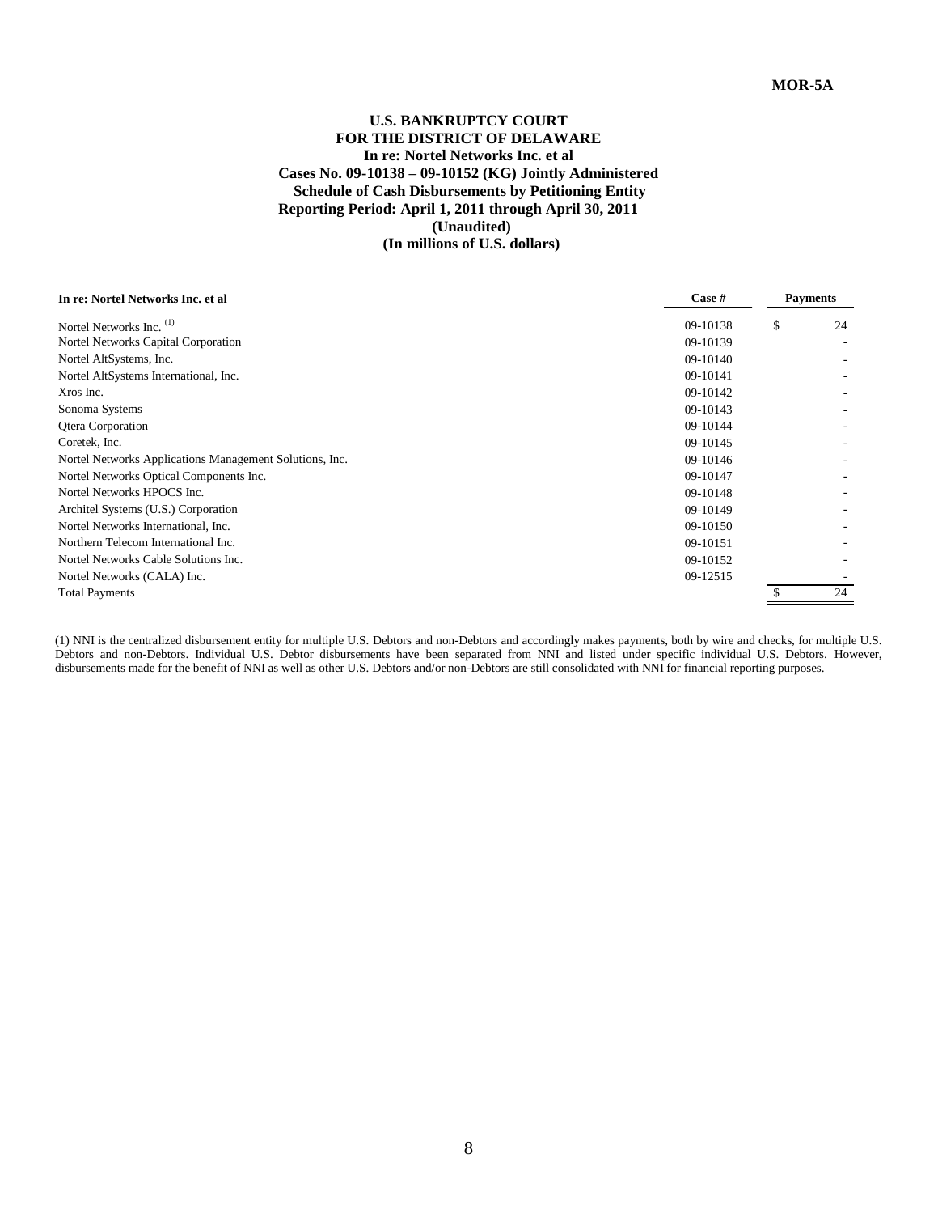MOR-5A

**U.S. BANKRUPTCY COURT**
**FOR THE DISTRICT OF DELAWARE**
**In re: Nortel Networks Inc. et al**
**Cases No. 09-10138 – 09-10152 (KG) Jointly Administered**
**Schedule of Cash Disbursements by Petitioning Entity**
**Reporting Period: April 1, 2011 through April 30, 2011**
**(Unaudited)**
**(In millions of U.S. dollars)**

| In re: Nortel Networks Inc. et al | Case # | Payments |
|---|---|---|
| Nortel Networks Inc. [(1)] | 09-10138 | $ 24 |
| Nortel Networks Capital Corporation | 09-10139 | - |
| Nortel AltSystems, Inc. | 09-10140 | - |
| Nortel AltSystems International, Inc. | 09-10141 | - |
| Xros Inc. | 09-10142 | - |
| Sonoma Systems | 09-10143 | - |
| Qtera Corporation | 09-10144 | - |
| Coretek, Inc. | 09-10145 | - |
| Nortel Networks Applications Management Solutions, Inc. | 09-10146 | - |
| Nortel Networks Optical Components Inc. | 09-10147 | - |
| Nortel Networks HPOCS Inc. | 09-10148 | - |
| Architel Systems (U.S.) Corporation | 09-10149 | - |
| Nortel Networks International, Inc. | 09-10150 | - |
| Northern Telecom International Inc. | 09-10151 | - |
| Nortel Networks Cable Solutions Inc. | 09-10152 | - |
| Nortel Networks (CALA) Inc. | 09-12515 | - |
| Total Payments | | $ 24 |

(1) NNI is the centralized disbursement entity for multiple U.S. Debtors and non-Debtors and accordingly makes payments, both by wire and checks, for multiple U.S. Debtors and non-Debtors. Individual U.S. Debtor disbursements have been separated from NNI and listed under specific individual U.S. Debtors. However, disbursements made for the benefit of NNI as well as other U.S. Debtors and/or non-Debtors are still consolidated with NNI for financial reporting purposes.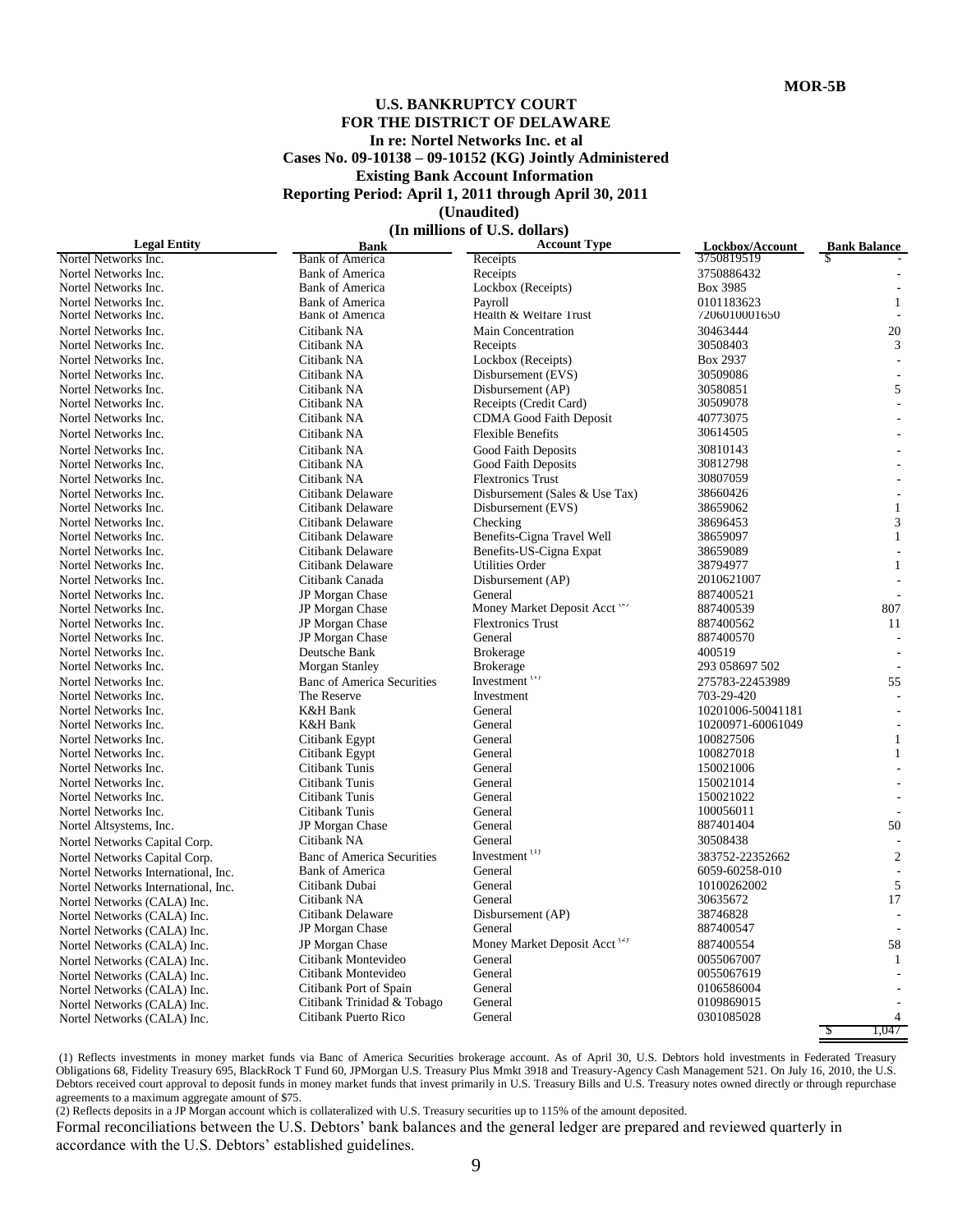MOR-5B

**U.S. BANKRUPTCY COURT**
**FOR THE DISTRICT OF DELAWARE**
**In re: Nortel Networks Inc. et al**
**Cases No. 09-10138 – 09-10152 (KG) Jointly Administered**
**Existing Bank Account Information**
**Reporting Period: April 1, 2011 through April 30, 2011**
**(Unaudited)**
**(In millions of U.S. dollars)**

| Legal Entity | Bank | Account Type | Lockbox/Account | Bank Balance |
|---|---|---|---|---|
| Nortel Networks Inc. | Bank of America | Receipts | 3750819519 | $ - |
| Nortel Networks Inc. | Bank of America | Receipts | 3750886432 | - |
| Nortel Networks Inc. | Bank of America | Lockbox (Receipts) | Box 3985 | - |
| Nortel Networks Inc. | Bank of America | Payroll | 0101183623 | 1 |
| Nortel Networks Inc. | Bank of America | Health & Welfare Trust | 7206010001650 | - |
| Nortel Networks Inc. | Citibank NA | Main Concentration | 30463444 | 20 |
| Nortel Networks Inc. | Citibank NA | Receipts | 30508403 | 3 |
| Nortel Networks Inc. | Citibank NA | Lockbox (Receipts) | Box 2937 | - |
| Nortel Networks Inc. | Citibank NA | Disbursement (EVS) | 30509086 | - |
| Nortel Networks Inc. | Citibank NA | Disbursement (AP) | 30580851 | 5 |
| Nortel Networks Inc. | Citibank NA | Receipts (Credit Card) | 30509078 | - |
| Nortel Networks Inc. | Citibank NA | CDMA Good Faith Deposit | 40773075 | - |
| Nortel Networks Inc. | Citibank NA | Flexible Benefits | 30614505 | - |
| Nortel Networks Inc. | Citibank NA | Good Faith Deposits | 30810143 | - |
| Nortel Networks Inc. | Citibank NA | Good Faith Deposits | 30812798 | - |
| Nortel Networks Inc. | Citibank NA | Flextronics Trust | 30807059 | - |
| Nortel Networks Inc. | Citibank Delaware | Disbursement (Sales & Use Tax) | 38660426 | - |
| Nortel Networks Inc. | Citibank Delaware | Disbursement (EVS) | 38659062 | 1 |
| Nortel Networks Inc. | Citibank Delaware | Checking | 38696453 | 3 |
| Nortel Networks Inc. | Citibank Delaware | Benefits-Cigna Travel Well | 38659097 | 1 |
| Nortel Networks Inc. | Citibank Delaware | Benefits-US-Cigna Expat | 38659089 | - |
| Nortel Networks Inc. | Citibank Delaware | Utilities Order | 38794977 | 1 |
| Nortel Networks Inc. | Citibank Canada | Disbursement (AP) | 2010621007 | - |
| Nortel Networks Inc. | JP Morgan Chase | General | 887400521 | - |
| Nortel Networks Inc. | JP Morgan Chase | Money Market Deposit Acct [2] | 887400539 | 807 |
| Nortel Networks Inc. | JP Morgan Chase | Flextronics Trust | 887400562 | 11 |
| Nortel Networks Inc. | JP Morgan Chase | General | 887400570 | - |
| Nortel Networks Inc. | Deutsche Bank | Brokerage | 400519 | - |
| Nortel Networks Inc. | Morgan Stanley | Brokerage | 293 058697 502 | - |
| Nortel Networks Inc. | Banc of America Securities | Investment [1] | 275783-22453989 | 55 |
| Nortel Networks Inc. | The Reserve | Investment | 703-29-420 | - |
| Nortel Networks Inc. | K&H Bank | General | 10201006-50041181 | - |
| Nortel Networks Inc. | K&H Bank | General | 10200971-60061049 | - |
| Nortel Networks Inc. | Citibank Egypt | General | 100827506 | 1 |
| Nortel Networks Inc. | Citibank Egypt | General | 100827018 | 1 |
| Nortel Networks Inc. | Citibank Tunis | General | 150021006 | - |
| Nortel Networks Inc. | Citibank Tunis | General | 150021014 | - |
| Nortel Networks Inc. | Citibank Tunis | General | 150021022 | - |
| Nortel Networks Inc. | Citibank Tunis | General | 100056011 | - |
| Nortel Altsystems, Inc. | JP Morgan Chase | General | 887401404 | 50 |
| Nortel Networks Capital Corp. | Citibank NA | General | 30508438 | - |
| Nortel Networks Capital Corp. | Banc of America Securities | Investment [1] | 383752-22352662 | 2 |
| Nortel Networks International, Inc. | Bank of America | General | 6059-60258-010 | - |
| Nortel Networks International, Inc. | Citibank Dubai | General | 10100262002 | 5 |
| Nortel Networks (CALA) Inc. | Citibank NA | General | 30635672 | 17 |
| Nortel Networks (CALA) Inc. | Citibank Delaware | Disbursement (AP) | 38746828 | - |
| Nortel Networks (CALA) Inc. | JP Morgan Chase | General | 887400547 | - |
| Nortel Networks (CALA) Inc. | JP Morgan Chase | Money Market Deposit Acct [2] | 887400554 | 58 |
| Nortel Networks (CALA) Inc. | Citibank Montevideo | General | 0055067007 | 1 |
| Nortel Networks (CALA) Inc. | Citibank Montevideo | General | 0055067619 | - |
| Nortel Networks (CALA) Inc. | Citibank Port of Spain | General | 0106586004 | - |
| Nortel Networks (CALA) Inc. | Citibank Trinidad & Tobago | General | 0109869015 | - |
| Nortel Networks (CALA) Inc. | Citibank Puerto Rico | General | 0301085028 | 4 |
| | | | | $ 1,047 |

(1) Reflects investments in money market funds via Banc of America Securities brokerage account. As of April 30, U.S. Debtors hold investments in Federated Treasury Obligations 68, Fidelity Treasury 695, BlackRock T Fund 60, JPMorgan U.S. Treasury Plus Mmkt 3918 and Treasury-Agency Cash Management 521. On July 16, 2010, the U.S. Debtors received court approval to deposit funds in money market funds that invest primarily in U.S. Treasury Bills and U.S. Treasury notes owned directly or through repurchase agreements to a maximum aggregate amount of $75.

(2) Reflects deposits in a JP Morgan account which is collateralized with U.S. Treasury securities up to 115% of the amount deposited.

Formal reconciliations between the U.S. Debtors' bank balances and the general ledger are prepared and reviewed quarterly in accordance with the U.S. Debtors' established guidelines.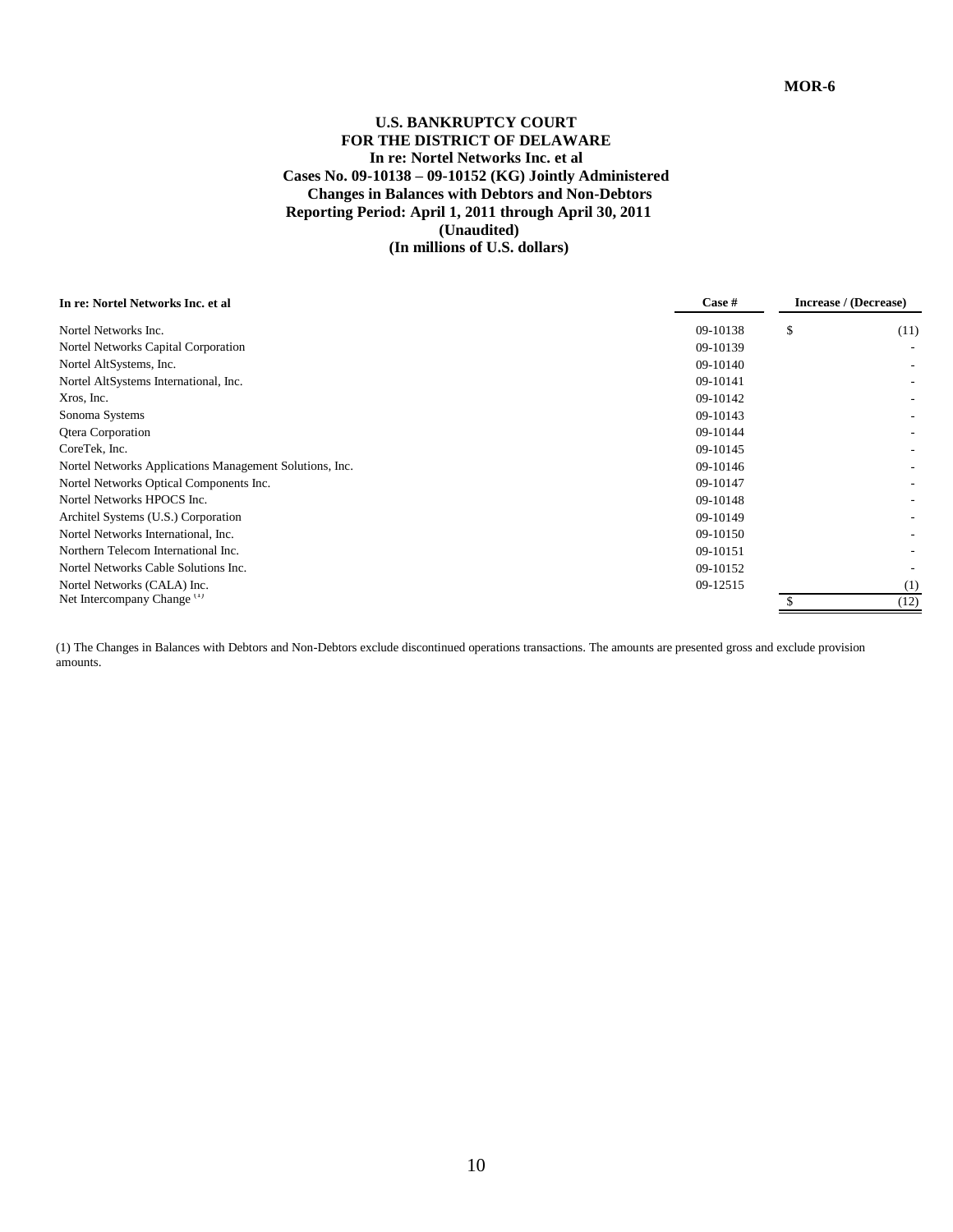MOR-6

**U.S. BANKRUPTCY COURT**
**FOR THE DISTRICT OF DELAWARE**
**In re: Nortel Networks Inc. et al**
**Cases No. 09-10138 – 09-10152 (KG) Jointly Administered**
**Changes in Balances with Debtors and Non-Debtors**
**Reporting Period: April 1, 2011 through April 30, 2011**
**(Unaudited)**
**(In millions of U.S. dollars)**

| In re: Nortel Networks Inc. et al | Case # | Increase / (Decrease) |
|---|---|---|
| Nortel Networks Inc. | 09-10138 | $ (11) |
| Nortel Networks Capital Corporation | 09-10139 | - |
| Nortel AltSystems, Inc. | 09-10140 | - |
| Nortel AltSystems International, Inc. | 09-10141 | - |
| Xros, Inc. | 09-10142 | - |
| Sonoma Systems | 09-10143 | - |
| Qtera Corporation | 09-10144 | - |
| CoreTek, Inc. | 09-10145 | - |
| Nortel Networks Applications Management Solutions, Inc. | 09-10146 | - |
| Nortel Networks Optical Components Inc. | 09-10147 | - |
| Nortel Networks HPOCS Inc. | 09-10148 | - |
| Architel Systems (U.S.) Corporation | 09-10149 | - |
| Nortel Networks International, Inc. | 09-10150 | - |
| Northern Telecom International Inc. | 09-10151 | - |
| Nortel Networks Cable Solutions Inc. | 09-10152 | - |
| Nortel Networks (CALA) Inc. | 09-12515 | (1) |
| Net Intercompany Change [(1)] | | $ (12) |

(1) The Changes in Balances with Debtors and Non-Debtors exclude discontinued operations transactions. The amounts are presented gross and exclude provision amounts.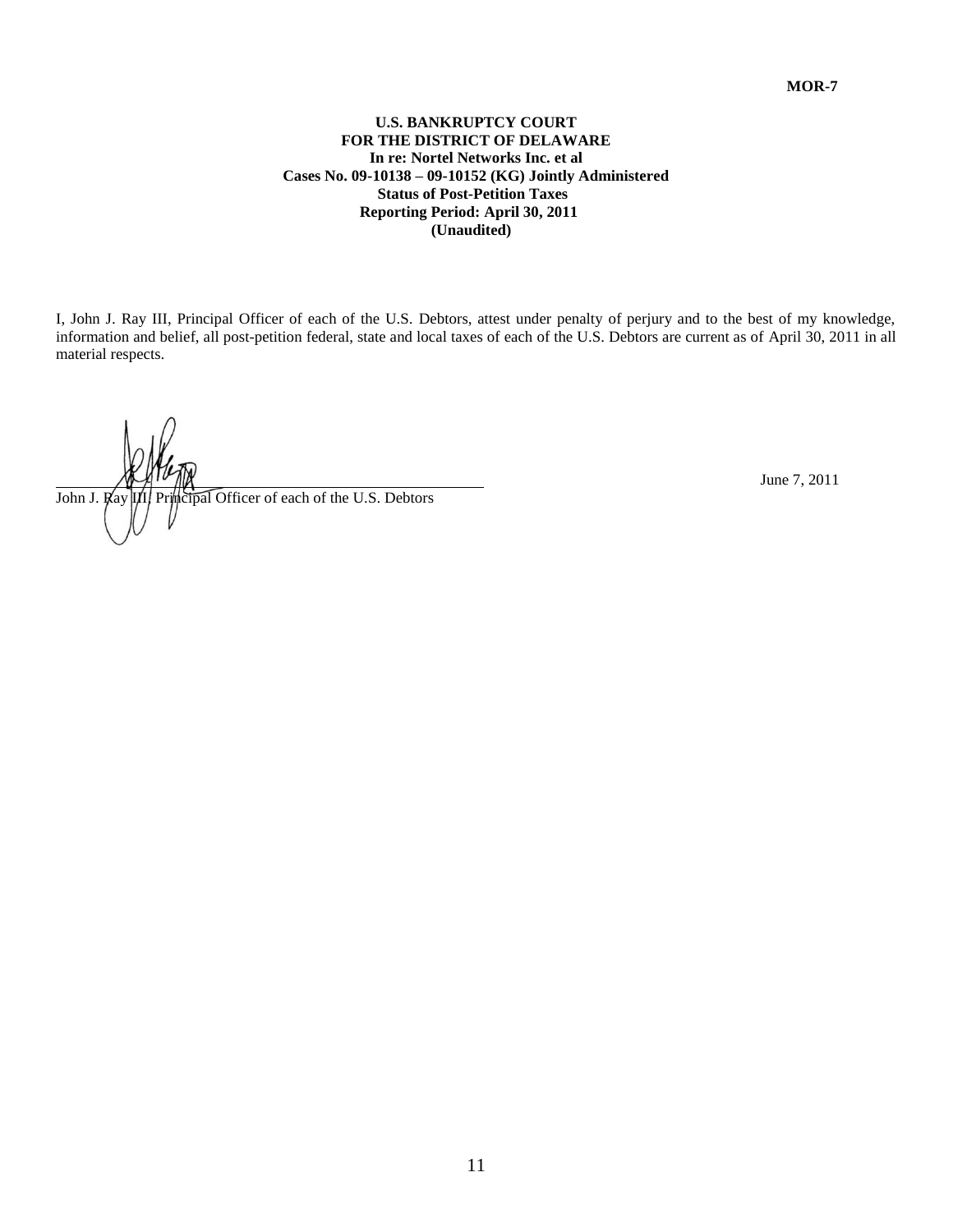**MOR-7**

**U.S. BANKRUPTCY COURT**
**FOR THE DISTRICT OF DELAWARE**
**In re: Nortel Networks Inc. et al**
**Cases No. 09-10138 – 09-10152 (KG) Jointly Administered**
**Status of Post-Petition Taxes**
**Reporting Period: April 30, 2011**
**(Unaudited)**

I, John J. Ray III, Principal Officer of each of the U.S. Debtors, attest under penalty of perjury and to the best of my knowledge, information and belief, all post-petition federal, state and local taxes of each of the U.S. Debtors are current as of April 30, 2011 in all material respects.

\_\_\_\_\_\_\_\_\_\_\_\_\_\_\_\_\_\_\_\_\_\_\_\_\_\_\_\_\_\_\_\_\_\_\_\_\_\_\_\_\_\_\_\_\_\_\_\_ June 7, 2011

John J. Ray III, Principal Officer of each of the U.S. Debtors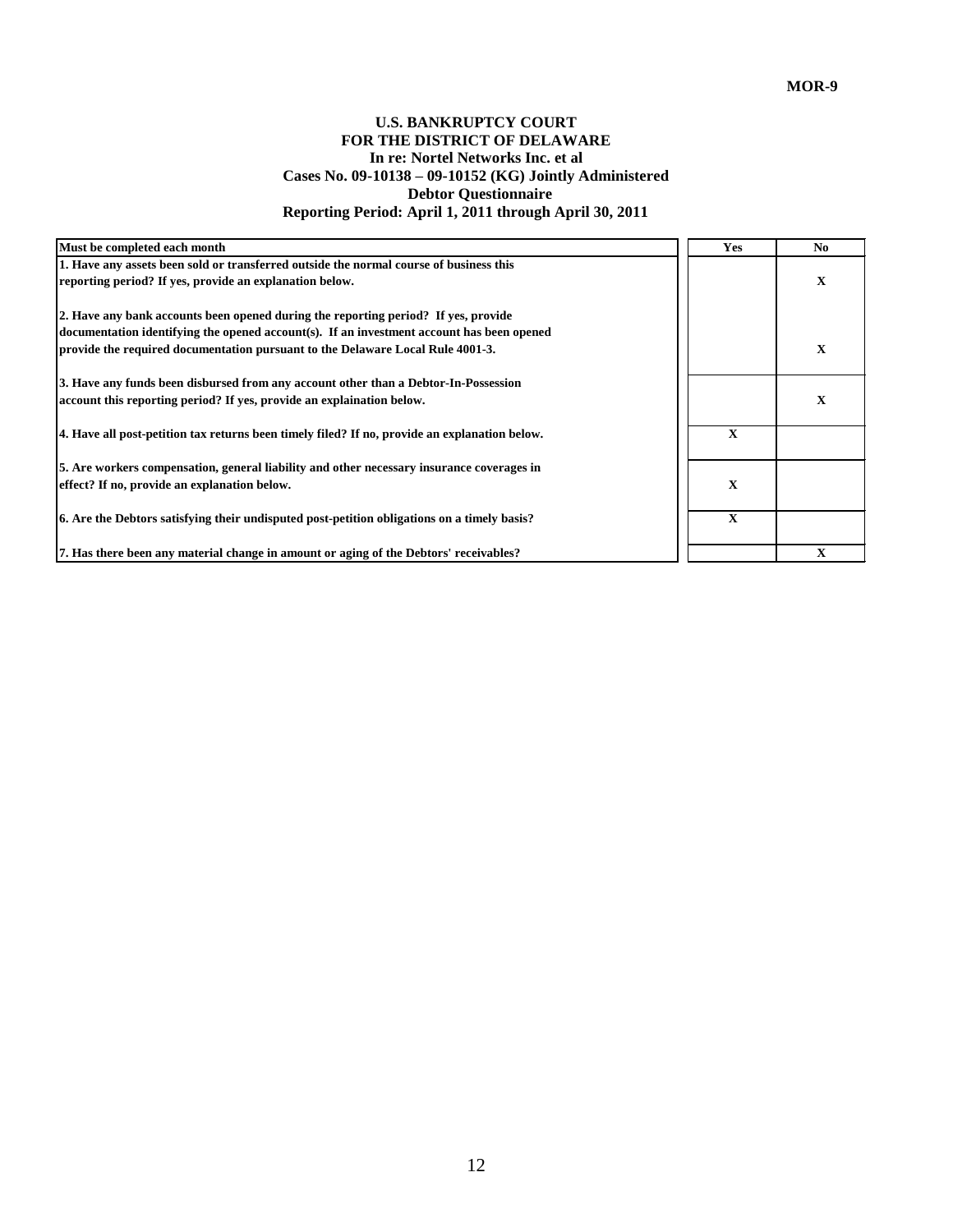MOR-9

**U.S. BANKRUPTCY COURT**
**FOR THE DISTRICT OF DELAWARE**
**In re: Nortel Networks Inc. et al**
**Cases No. 09-10138 – 09-10152 (KG) Jointly Administered**
**Debtor Questionnaire**
**Reporting Period: April 1, 2011 through April 30, 2011**

| Must be completed each month | Yes | No |
|---|---|---|
| 1. Have any assets been sold or transferred outside the normal course of business this reporting period? If yes, provide an explanation below. | | X |
| 2. Have any bank accounts been opened during the reporting period? If yes, provide documentation identifying the opened account(s). If an investment account has been opened provide the required documentation pursuant to the Delaware Local Rule 4001-3. | | X |
| 3. Have any funds been disbursed from any account other than a Debtor-In-Possession account this reporting period? If yes, provide an explaination below. | | X |
| 4. Have all post-petition tax returns been timely filed? If no, provide an explanation below. | X | |
| 5. Are workers compensation, general liability and other necessary insurance coverages in effect? If no, provide an explanation below. | X | |
| 6. Are the Debtors satisfying their undisputed post-petition obligations on a timely basis? | X | |
| 7. Has there been any material change in amount or aging of the Debtors' receivables? | | X |